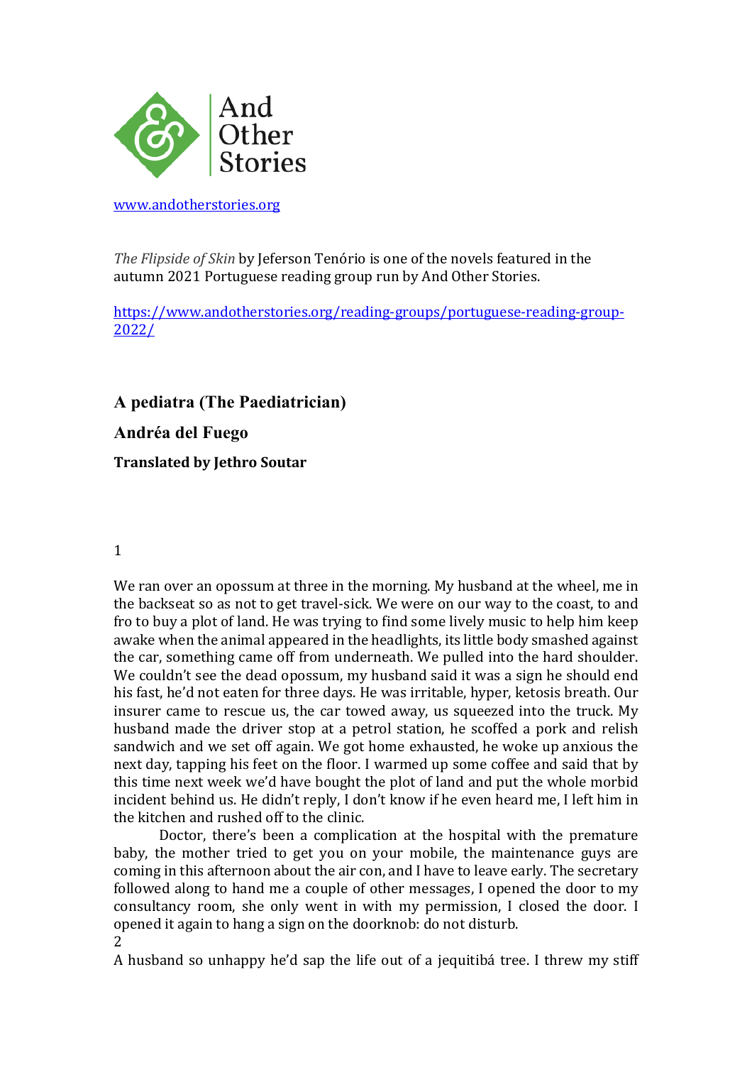And Other Stories

[www.andotherstories.org](http://www.andotherstories.org)

*The Flipside of Skin* by Jeferson Tenório is one of the novels featured in the autumn 2021 Portuguese reading group run by And Other Stories.

[https://www.andotherstories.org/reading-groups/portuguese-reading-group-2022/](https://www.andotherstories.org/reading-groups/portuguese-reading-group-2022/)

## A pediatra (The Paediatrician)

### Andréa del Fuego

**Translated by Jethro Soutar**

1

We ran over an opossum at three in the morning. My husband at the wheel, me in the backseat so as not to get travel-sick. We were on our way to the coast, to and fro to buy a plot of land. He was trying to find some lively music to help him keep awake when the animal appeared in the headlights, its little body smashed against the car, something came off from underneath. We pulled into the hard shoulder. We couldn't see the dead opossum, my husband said it was a sign he should end his fast, he'd not eaten for three days. He was irritable, hyper, ketosis breath. Our insurer came to rescue us, the car towed away, us squeezed into the truck. My husband made the driver stop at a petrol station, he scoffed a pork and relish sandwich and we set off again. We got home exhausted, he woke up anxious the next day, tapping his feet on the floor. I warmed up some coffee and said that by this time next week we'd have bought the plot of land and put the whole morbid incident behind us. He didn't reply, I don't know if he even heard me, I left him in the kitchen and rushed off to the clinic.

Doctor, there's been a complication at the hospital with the premature baby, the mother tried to get you on your mobile, the maintenance guys are coming in this afternoon about the air con, and I have to leave early. The secretary followed along to hand me a couple of other messages, I opened the door to my consultancy room, she only went in with my permission, I closed the door. I opened it again to hang a sign on the doorknob: do not disturb.

2

A husband so unhappy he'd sap the life out of a jequitibá tree. I threw my stiff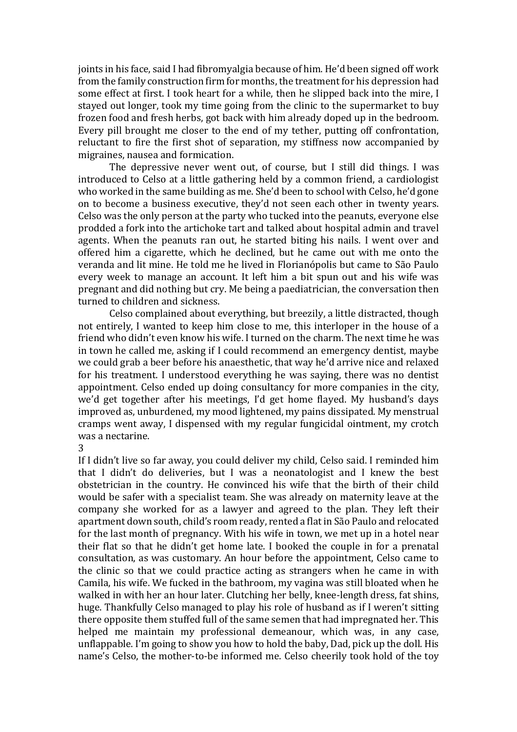joints in his face, said I had fibromyalgia because of him. He'd been signed off work from the family construction firm for months, the treatment for his depression had some effect at first. I took heart for a while, then he slipped back into the mire, I stayed out longer, took my time going from the clinic to the supermarket to buy frozen food and fresh herbs, got back with him already doped up in the bedroom. Every pill brought me closer to the end of my tether, putting off confrontation, reluctant to fire the first shot of separation, my stiffness now accompanied by migraines, nausea and formication.

The depressive never went out, of course, but I still did things. I was introduced to Celso at a little gathering held by a common friend, a cardiologist who worked in the same building as me. She'd been to school with Celso, he'd gone on to become a business executive, they'd not seen each other in twenty years. Celso was the only person at the party who tucked into the peanuts, everyone else prodded a fork into the artichoke tart and talked about hospital admin and travel agents. When the peanuts ran out, he started biting his nails. I went over and offered him a cigarette, which he declined, but he came out with me onto the veranda and lit mine. He told me he lived in Florianópolis but came to São Paulo every week to manage an account. It left him a bit spun out and his wife was pregnant and did nothing but cry. Me being a paediatrician, the conversation then turned to children and sickness.

Celso complained about everything, but breezily, a little distracted, though not entirely, I wanted to keep him close to me, this interloper in the house of a friend who didn't even know his wife. I turned on the charm. The next time he was in town he called me, asking if I could recommend an emergency dentist, maybe we could grab a beer before his anaesthetic, that way he'd arrive nice and relaxed for his treatment. I understood everything he was saying, there was no dentist appointment. Celso ended up doing consultancy for more companies in the city, we'd get together after his meetings, I'd get home flayed. My husband's days improved as, unburdened, my mood lightened, my pains dissipated. My menstrual cramps went away, I dispensed with my regular fungicidal ointment, my crotch was a nectarine.

3

If I didn't live so far away, you could deliver my child, Celso said. I reminded him that I didn't do deliveries, but I was a neonatologist and I knew the best obstetrician in the country. He convinced his wife that the birth of their child would be safer with a specialist team. She was already on maternity leave at the company she worked for as a lawyer and agreed to the plan. They left their apartment down south, child's room ready, rented a flat in São Paulo and relocated for the last month of pregnancy. With his wife in town, we met up in a hotel near their flat so that he didn't get home late. I booked the couple in for a prenatal consultation, as was customary. An hour before the appointment, Celso came to the clinic so that we could practice acting as strangers when he came in with Camila, his wife. We fucked in the bathroom, my vagina was still bloated when he walked in with her an hour later. Clutching her belly, knee-length dress, fat shins, huge. Thankfully Celso managed to play his role of husband as if I weren't sitting there opposite them stuffed full of the same semen that had impregnated her. This helped me maintain my professional demeanour, which was, in any case, unflappable. I'm going to show you how to hold the baby, Dad, pick up the doll. His name's Celso, the mother-to-be informed me. Celso cheerily took hold of the toy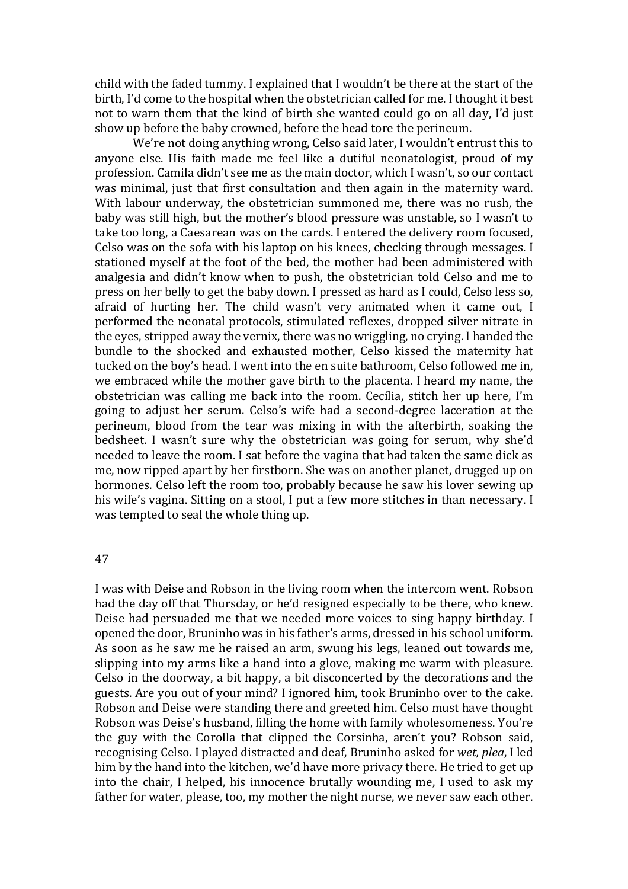child with the faded tummy. I explained that I wouldn't be there at the start of the birth, I'd come to the hospital when the obstetrician called for me. I thought it best not to warn them that the kind of birth she wanted could go on all day, I'd just show up before the baby crowned, before the head tore the perineum.

We're not doing anything wrong, Celso said later, I wouldn't entrust this to anyone else. His faith made me feel like a dutiful neonatologist, proud of my profession. Camila didn't see me as the main doctor, which I wasn't, so our contact was minimal, just that first consultation and then again in the maternity ward. With labour underway, the obstetrician summoned me, there was no rush, the baby was still high, but the mother's blood pressure was unstable, so I wasn't to take too long, a Caesarean was on the cards. I entered the delivery room focused, Celso was on the sofa with his laptop on his knees, checking through messages. I stationed myself at the foot of the bed, the mother had been administered with analgesia and didn't know when to push, the obstetrician told Celso and me to press on her belly to get the baby down. I pressed as hard as I could, Celso less so, afraid of hurting her. The child wasn't very animated when it came out, I performed the neonatal protocols, stimulated reflexes, dropped silver nitrate in the eyes, stripped away the vernix, there was no wriggling, no crying. I handed the bundle to the shocked and exhausted mother, Celso kissed the maternity hat tucked on the boy's head. I went into the en suite bathroom, Celso followed me in, we embraced while the mother gave birth to the placenta. I heard my name, the obstetrician was calling me back into the room. Cecília, stitch her up here, I'm going to adjust her serum. Celso's wife had a second-degree laceration at the perineum, blood from the tear was mixing in with the afterbirth, soaking the bedsheet. I wasn't sure why the obstetrician was going for serum, why she'd needed to leave the room. I sat before the vagina that had taken the same dick as me, now ripped apart by her firstborn. She was on another planet, drugged up on hormones. Celso left the room too, probably because he saw his lover sewing up his wife's vagina. Sitting on a stool, I put a few more stitches in than necessary. I was tempted to seal the whole thing up.

## 47

I was with Deise and Robson in the living room when the intercom went. Robson had the day off that Thursday, or he'd resigned especially to be there, who knew. Deise had persuaded me that we needed more voices to sing happy birthday. I opened the door, Bruninho was in his father's arms, dressed in his school uniform. As soon as he saw me he raised an arm, swung his legs, leaned out towards me, slipping into my arms like a hand into a glove, making me warm with pleasure. Celso in the doorway, a bit happy, a bit disconcerted by the decorations and the guests. Are you out of your mind? I ignored him, took Bruninho over to the cake. Robson and Deise were standing there and greeted him. Celso must have thought Robson was Deise's husband, filling the home with family wholesomeness. You're the guy with the Corolla that clipped the Corsinha, aren't you? Robson said, recognising Celso. I played distracted and deaf, Bruninho asked for *wet, plea*, I led him by the hand into the kitchen, we'd have more privacy there. He tried to get up into the chair, I helped, his innocence brutally wounding me, I used to ask my father for water, please, too, my mother the night nurse, we never saw each other.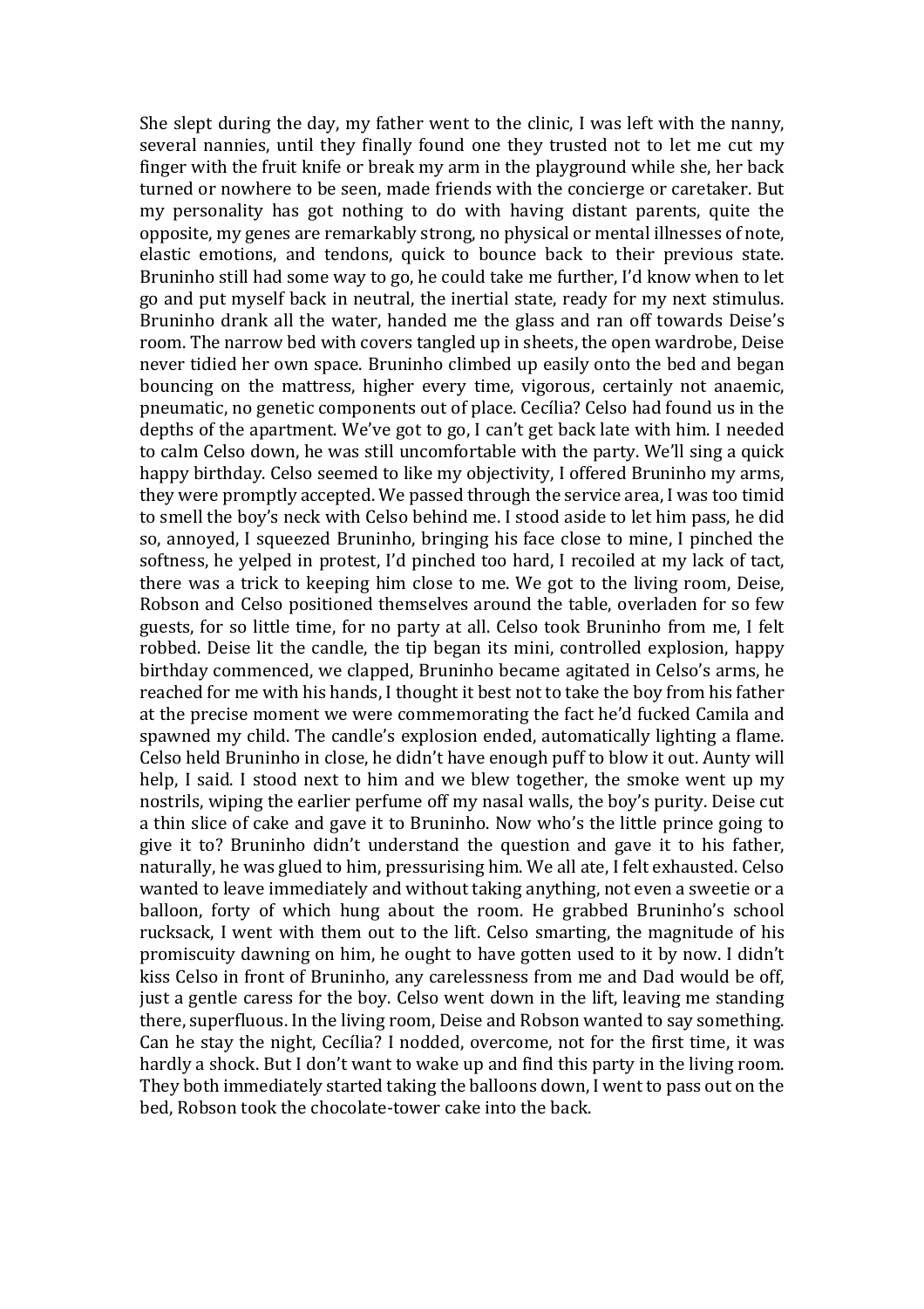She slept during the day, my father went to the clinic, I was left with the nanny, several nannies, until they finally found one they trusted not to let me cut my finger with the fruit knife or break my arm in the playground while she, her back turned or nowhere to be seen, made friends with the concierge or caretaker. But my personality has got nothing to do with having distant parents, quite the opposite, my genes are remarkably strong, no physical or mental illnesses of note, elastic emotions, and tendons, quick to bounce back to their previous state. Bruninho still had some way to go, he could take me further, I'd know when to let go and put myself back in neutral, the inertial state, ready for my next stimulus. Bruninho drank all the water, handed me the glass and ran off towards Deise's room. The narrow bed with covers tangled up in sheets, the open wardrobe, Deise never tidied her own space. Bruninho climbed up easily onto the bed and began bouncing on the mattress, higher every time, vigorous, certainly not anaemic, pneumatic, no genetic components out of place. Cecília? Celso had found us in the depths of the apartment. We've got to go, I can't get back late with him. I needed to calm Celso down, he was still uncomfortable with the party. We'll sing a quick happy birthday. Celso seemed to like my objectivity, I offered Bruninho my arms, they were promptly accepted. We passed through the service area, I was too timid to smell the boy's neck with Celso behind me. I stood aside to let him pass, he did so, annoyed, I squeezed Bruninho, bringing his face close to mine, I pinched the softness, he yelped in protest, I'd pinched too hard, I recoiled at my lack of tact, there was a trick to keeping him close to me. We got to the living room, Deise, Robson and Celso positioned themselves around the table, overladen for so few guests, for so little time, for no party at all. Celso took Bruninho from me, I felt robbed. Deise lit the candle, the tip began its mini, controlled explosion, happy birthday commenced, we clapped, Bruninho became agitated in Celso's arms, he reached for me with his hands, I thought it best not to take the boy from his father at the precise moment we were commemorating the fact he'd fucked Camila and spawned my child. The candle's explosion ended, automatically lighting a flame. Celso held Bruninho in close, he didn't have enough puff to blow it out. Aunty will help, I said. I stood next to him and we blew together, the smoke went up my nostrils, wiping the earlier perfume off my nasal walls, the boy's purity. Deise cut a thin slice of cake and gave it to Bruninho. Now who's the little prince going to give it to? Bruninho didn't understand the question and gave it to his father, naturally, he was glued to him, pressurising him. We all ate, I felt exhausted. Celso wanted to leave immediately and without taking anything, not even a sweetie or a balloon, forty of which hung about the room. He grabbed Bruninho's school rucksack, I went with them out to the lift. Celso smarting, the magnitude of his promiscuity dawning on him, he ought to have gotten used to it by now. I didn't kiss Celso in front of Bruninho, any carelessness from me and Dad would be off, just a gentle caress for the boy. Celso went down in the lift, leaving me standing there, superfluous. In the living room, Deise and Robson wanted to say something. Can he stay the night, Cecília? I nodded, overcome, not for the first time, it was hardly a shock. But I don't want to wake up and find this party in the living room. They both immediately started taking the balloons down, I went to pass out on the bed, Robson took the chocolate-tower cake into the back.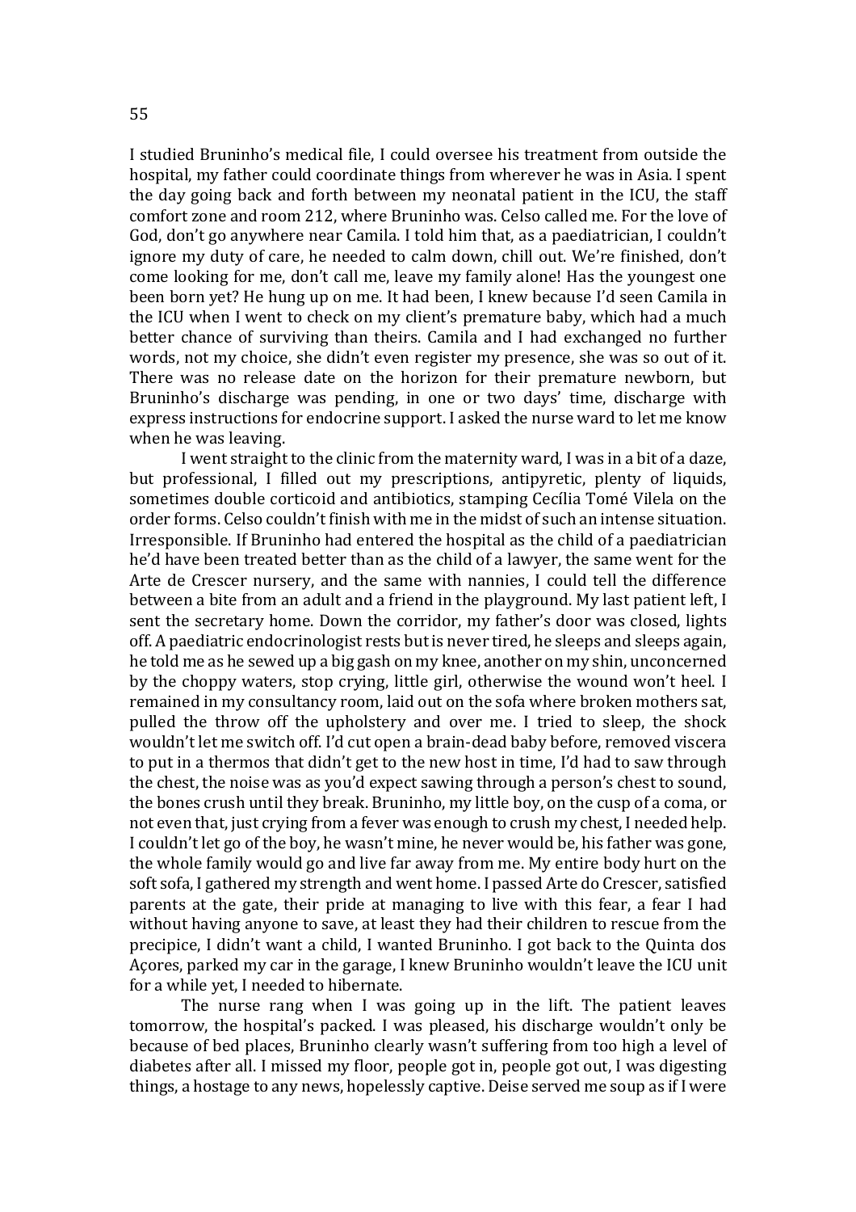I studied Bruninho's medical file, I could oversee his treatment from outside the hospital, my father could coordinate things from wherever he was in Asia. I spent the day going back and forth between my neonatal patient in the ICU, the staff comfort zone and room 212, where Bruninho was. Celso called me. For the love of God, don't go anywhere near Camila. I told him that, as a paediatrician, I couldn't ignore my duty of care, he needed to calm down, chill out. We're finished, don't come looking for me, don't call me, leave my family alone! Has the youngest one been born yet? He hung up on me. It had been, I knew because I'd seen Camila in the ICU when I went to check on my client's premature baby, which had a much better chance of surviving than theirs. Camila and I had exchanged no further words, not my choice, she didn't even register my presence, she was so out of it. There was no release date on the horizon for their premature newborn, but Bruninho's discharge was pending, in one or two days' time, discharge with express instructions for endocrine support. I asked the nurse ward to let me know when he was leaving.

I went straight to the clinic from the maternity ward, I was in a bit of a daze, but professional, I filled out my prescriptions, antipyretic, plenty of liquids, sometimes double corticoid and antibiotics, stamping Cecília Tomé Vilela on the order forms. Celso couldn't finish with me in the midst of such an intense situation. Irresponsible. If Bruninho had entered the hospital as the child of a paediatrician he'd have been treated better than as the child of a lawyer, the same went for the Arte de Crescer nursery, and the same with nannies, I could tell the difference between a bite from an adult and a friend in the playground. My last patient left, I sent the secretary home. Down the corridor, my father's door was closed, lights off. A paediatric endocrinologist rests but is never tired, he sleeps and sleeps again, he told me as he sewed up a big gash on my knee, another on my shin, unconcerned by the choppy waters, stop crying, little girl, otherwise the wound won't heel. I remained in my consultancy room, laid out on the sofa where broken mothers sat, pulled the throw off the upholstery and over me. I tried to sleep, the shock wouldn't let me switch off. I'd cut open a brain-dead baby before, removed viscera to put in a thermos that didn't get to the new host in time, I'd had to saw through the chest, the noise was as you'd expect sawing through a person's chest to sound, the bones crush until they break. Bruninho, my little boy, on the cusp of a coma, or not even that, just crying from a fever was enough to crush my chest, I needed help. I couldn't let go of the boy, he wasn't mine, he never would be, his father was gone, the whole family would go and live far away from me. My entire body hurt on the soft sofa, I gathered my strength and went home. I passed Arte do Crescer, satisfied parents at the gate, their pride at managing to live with this fear, a fear I had without having anyone to save, at least they had their children to rescue from the precipice, I didn't want a child, I wanted Bruninho. I got back to the Quinta dos Açores, parked my car in the garage, I knew Bruninho wouldn't leave the ICU unit for a while yet, I needed to hibernate.

The nurse rang when I was going up in the lift. The patient leaves tomorrow, the hospital's packed. I was pleased, his discharge wouldn't only be because of bed places, Bruninho clearly wasn't suffering from too high a level of diabetes after all. I missed my floor, people got in, people got out, I was digesting things, a hostage to any news, hopelessly captive. Deise served me soup as if I were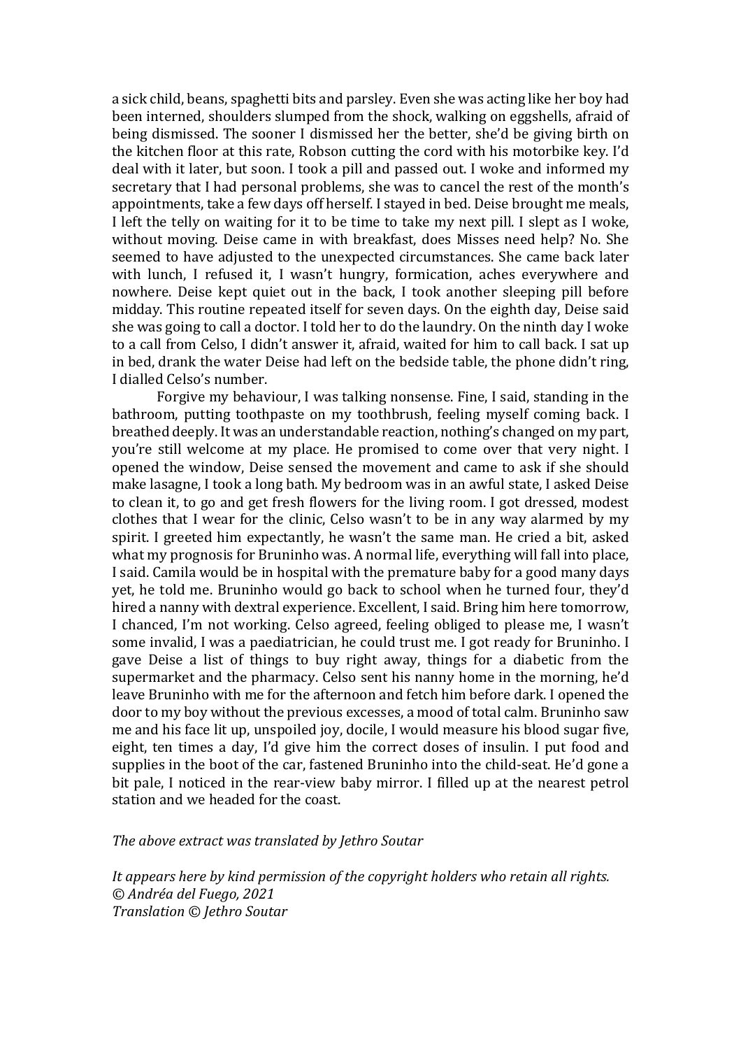a sick child, beans, spaghetti bits and parsley. Even she was acting like her boy had been interned, shoulders slumped from the shock, walking on eggshells, afraid of being dismissed. The sooner I dismissed her the better, she'd be giving birth on the kitchen floor at this rate, Robson cutting the cord with his motorbike key. I'd deal with it later, but soon. I took a pill and passed out. I woke and informed my secretary that I had personal problems, she was to cancel the rest of the month's appointments, take a few days off herself. I stayed in bed. Deise brought me meals, I left the telly on waiting for it to be time to take my next pill. I slept as I woke, without moving. Deise came in with breakfast, does Misses need help? No. She seemed to have adjusted to the unexpected circumstances. She came back later with lunch, I refused it, I wasn't hungry, formication, aches everywhere and nowhere. Deise kept quiet out in the back, I took another sleeping pill before midday. This routine repeated itself for seven days. On the eighth day, Deise said she was going to call a doctor. I told her to do the laundry. On the ninth day I woke to a call from Celso, I didn't answer it, afraid, waited for him to call back. I sat up in bed, drank the water Deise had left on the bedside table, the phone didn't ring, I dialled Celso's number.

Forgive my behaviour, I was talking nonsense. Fine, I said, standing in the bathroom, putting toothpaste on my toothbrush, feeling myself coming back. I breathed deeply. It was an understandable reaction, nothing's changed on my part, you're still welcome at my place. He promised to come over that very night. I opened the window, Deise sensed the movement and came to ask if she should make lasagne, I took a long bath. My bedroom was in an awful state, I asked Deise to clean it, to go and get fresh flowers for the living room. I got dressed, modest clothes that I wear for the clinic, Celso wasn't to be in any way alarmed by my spirit. I greeted him expectantly, he wasn't the same man. He cried a bit, asked what my prognosis for Bruninho was. A normal life, everything will fall into place, I said. Camila would be in hospital with the premature baby for a good many days yet, he told me. Bruninho would go back to school when he turned four, they'd hired a nanny with dextral experience. Excellent, I said. Bring him here tomorrow, I chanced, I'm not working. Celso agreed, feeling obliged to please me, I wasn't some invalid, I was a paediatrician, he could trust me. I got ready for Bruninho. I gave Deise a list of things to buy right away, things for a diabetic from the supermarket and the pharmacy. Celso sent his nanny home in the morning, he'd leave Bruninho with me for the afternoon and fetch him before dark. I opened the door to my boy without the previous excesses, a mood of total calm. Bruninho saw me and his face lit up, unspoiled joy, docile, I would measure his blood sugar five, eight, ten times a day, I'd give him the correct doses of insulin. I put food and supplies in the boot of the car, fastened Bruninho into the child-seat. He'd gone a bit pale, I noticed in the rear-view baby mirror. I filled up at the nearest petrol station and we headed for the coast.

*The above extract was translated by Jethro Soutar*

*It appears here by kind permission of the copyright holders who retain all rights.*
*© Andréa del Fuego, 2021*
*Translation © Jethro Soutar*